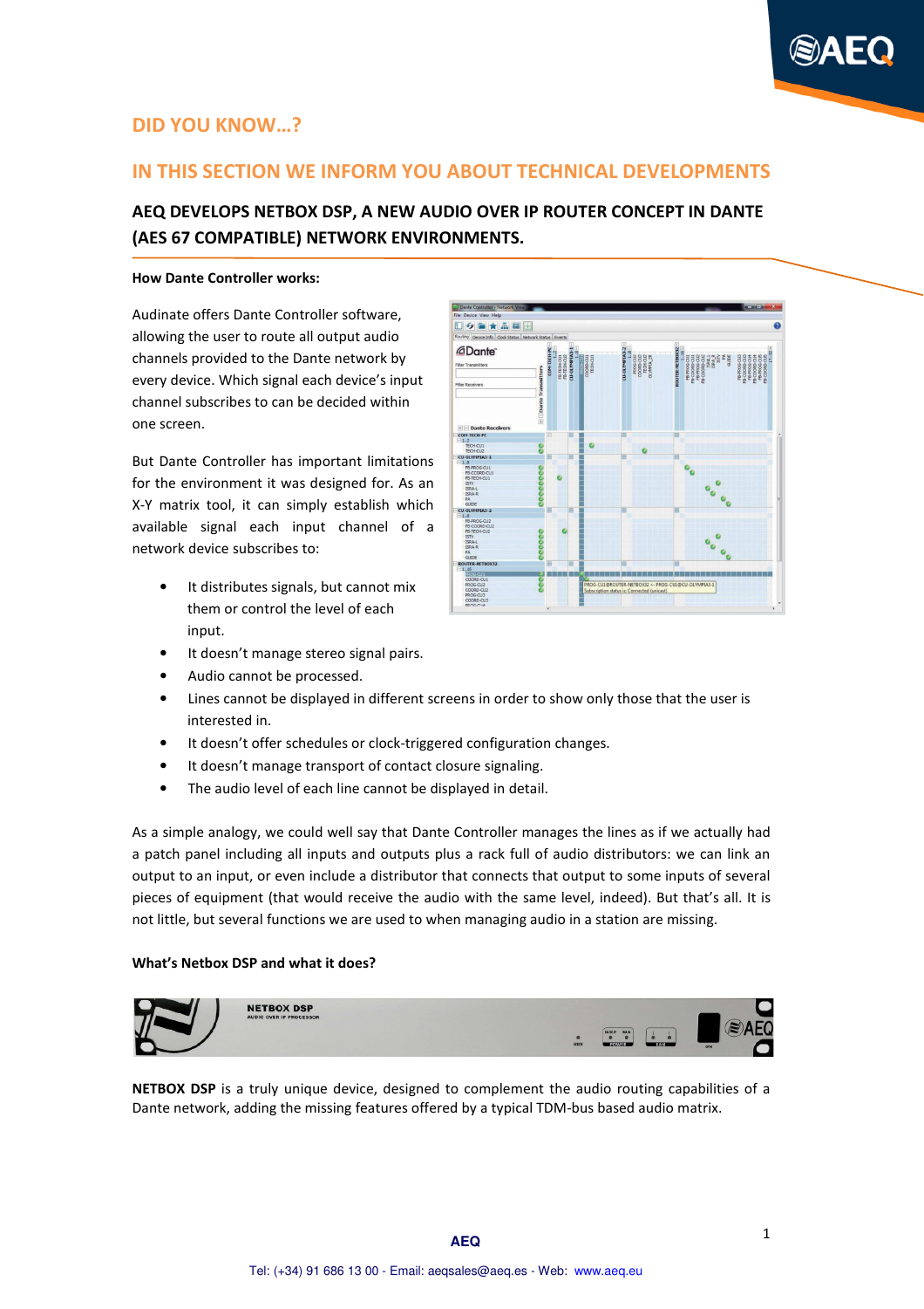## DID YOU KNOW…?

## IN THIS SECTION WE INFORM YOU ABOUT TECHNICAL DEVELOPMENTS

### AEQ DEVELOPS NETBOX DSP, A NEW AUDIO OVER IP ROUTER CONCEPT IN DANTE (AES 67 COMPATIBLE) NETWORK ENVIRONMENTS.

**How Dante Controller works:**

Audinate offers Dante Controller software, allowing the user to route all output audio channels provided to the Dante network by every device. Which signal each device's input channel subscribes to can be decided within one screen.

But Dante Controller has important limitations for the environment it was designed for. As an X-Y matrix tool, it can simply establish which available signal each input channel of a network device subscribes to:

- It distributes signals, but cannot mix them or control the level of each input.
- It doesn't manage stereo signal pairs.
- Audio cannot be processed.
- Lines cannot be displayed in different screens in order to show only those that the user is interested in.
- It doesn't offer schedules or clock-triggered configuration changes.
- It doesn't manage transport of contact closure signaling.
- The audio level of each line cannot be displayed in detail.

As a simple analogy, we could well say that Dante Controller manages the lines as if we actually had a patch panel including all inputs and outputs plus a rack full of audio distributors: we can link an output to an input, or even include a distributor that connects that output to some inputs of several pieces of equipment (that would receive the audio with the same level, indeed). But that's all. It is not little, but several functions we are used to when managing audio in a station are missing.

**What's Netbox DSP and what it does?**

**NETBOX DSP** is a truly unique device, designed to complement the audio routing capabilities of a Dante network, adding the missing features offered by a typical TDM-bus based audio matrix.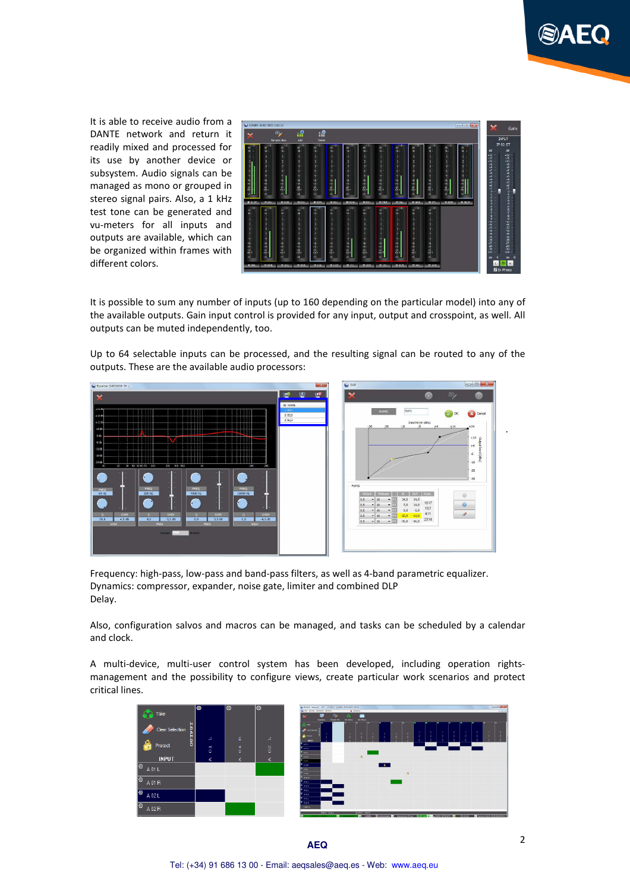It is able to receive audio from a DANTE network and return it readily mixed and processed for its use by another device or subsystem. Audio signals can be managed as mono or grouped in stereo signal pairs. Also, a 1 kHz test tone can be generated and vu-meters for all inputs and outputs are available, which can be organized within frames with different colors.

It is possible to sum any number of inputs (up to 160 depending on the particular model) into any of the available outputs. Gain input control is provided for any input, output and crosspoint, as well. All outputs can be muted independently, too.

Up to 64 selectable inputs can be processed, and the resulting signal can be routed to any of the outputs. These are the available audio processors:

Frequency: high-pass, low-pass and band-pass filters, as well as 4-band parametric equalizer.
Dynamics: compressor, expander, noise gate, limiter and combined DLP
Delay.

Also, configuration salvos and macros can be managed, and tasks can be scheduled by a calendar and clock.

A multi-device, multi-user control system has been developed, including operation rights-management and the possibility to configure views, create particular work scenarios and protect critical lines.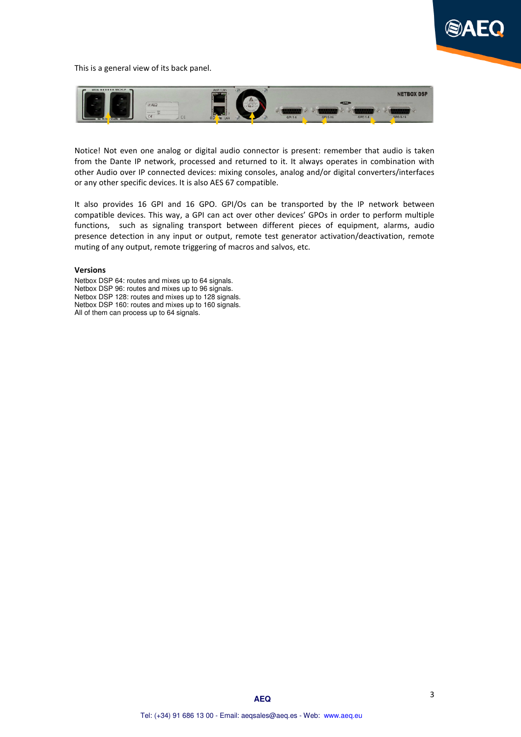This is a general view of its back panel.

Notice! Not even one analog or digital audio connector is present: remember that audio is taken from the Dante IP network, processed and returned to it. It always operates in combination with other Audio over IP connected devices: mixing consoles, analog and/or digital converters/interfaces or any other specific devices. It is also AES 67 compatible.

It also provides 16 GPI and 16 GPO. GPI/Os can be transported by the IP network between compatible devices. This way, a GPI can act over other devices' GPOs in order to perform multiple functions, such as signaling transport between different pieces of equipment, alarms, audio presence detection in any input or output, remote test generator activation/deactivation, remote muting of any output, remote triggering of macros and salvos, etc.

**Versions**

Netbox DSP 64: routes and mixes up to 64 signals.
Netbox DSP 96: routes and mixes up to 96 signals.
Netbox DSP 128: routes and mixes up to 128 signals.
Netbox DSP 160: routes and mixes up to 160 signals.
All of them can process up to 64 signals.